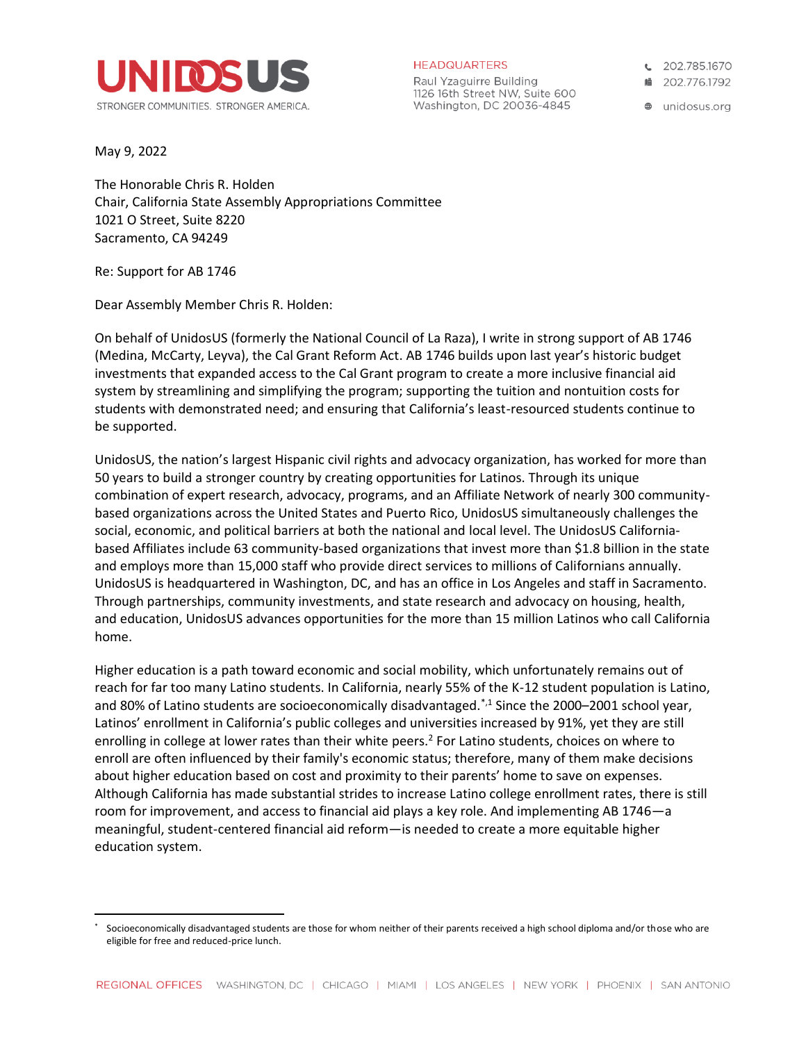UNIDOSUS
STRONGER COMMUNITIES. STRONGER AMERICA.

HEADQUARTERS
Raul Yzaguirre Building
1126 16th Street NW, Suite 600
Washington, DC 20036-4845

202.785.1670
202.776.1792
unidosus.org

May 9, 2022

The Honorable Chris R. Holden
Chair, California State Assembly Appropriations Committee
1021 O Street, Suite 8220
Sacramento, CA 94249

Re: Support for AB 1746

Dear Assembly Member Chris R. Holden:

On behalf of UnidosUS (formerly the National Council of La Raza), I write in strong support of AB 1746 (Medina, McCarty, Leyva), the Cal Grant Reform Act. AB 1746 builds upon last year's historic budget investments that expanded access to the Cal Grant program to create a more inclusive financial aid system by streamlining and simplifying the program; supporting the tuition and nontuition costs for students with demonstrated need; and ensuring that California's least-resourced students continue to be supported.

UnidosUS, the nation's largest Hispanic civil rights and advocacy organization, has worked for more than 50 years to build a stronger country by creating opportunities for Latinos. Through its unique combination of expert research, advocacy, programs, and an Affiliate Network of nearly 300 community-based organizations across the United States and Puerto Rico, UnidosUS simultaneously challenges the social, economic, and political barriers at both the national and local level. The UnidosUS California-based Affiliates include 63 community-based organizations that invest more than $1.8 billion in the state and employs more than 15,000 staff who provide direct services to millions of Californians annually. UnidosUS is headquartered in Washington, DC, and has an office in Los Angeles and staff in Sacramento. Through partnerships, community investments, and state research and advocacy on housing, health, and education, UnidosUS advances opportunities for the more than 15 million Latinos who call California home.

Higher education is a path toward economic and social mobility, which unfortunately remains out of reach for far too many Latino students. In California, nearly 55% of the K-12 student population is Latino, and 80% of Latino students are socioeconomically disadvantaged.[*,1] Since the 2000–2001 school year, Latinos' enrollment in California's public colleges and universities increased by 91%, yet they are still enrolling in college at lower rates than their white peers.[2] For Latino students, choices on where to enroll are often influenced by their family's economic status; therefore, many of them make decisions about higher education based on cost and proximity to their parents' home to save on expenses. Although California has made substantial strides to increase Latino college enrollment rates, there is still room for improvement, and access to financial aid plays a key role. And implementing AB 1746—a meaningful, student-centered financial aid reform—is needed to create a more equitable higher education system.

[*] Socioeconomically disadvantaged students are those for whom neither of their parents received a high school diploma and/or those who are eligible for free and reduced-price lunch.

REGIONAL OFFICES WASHINGTON, DC | CHICAGO | MIAMI | LOS ANGELES | NEW YORK | PHOENIX | SAN ANTONIO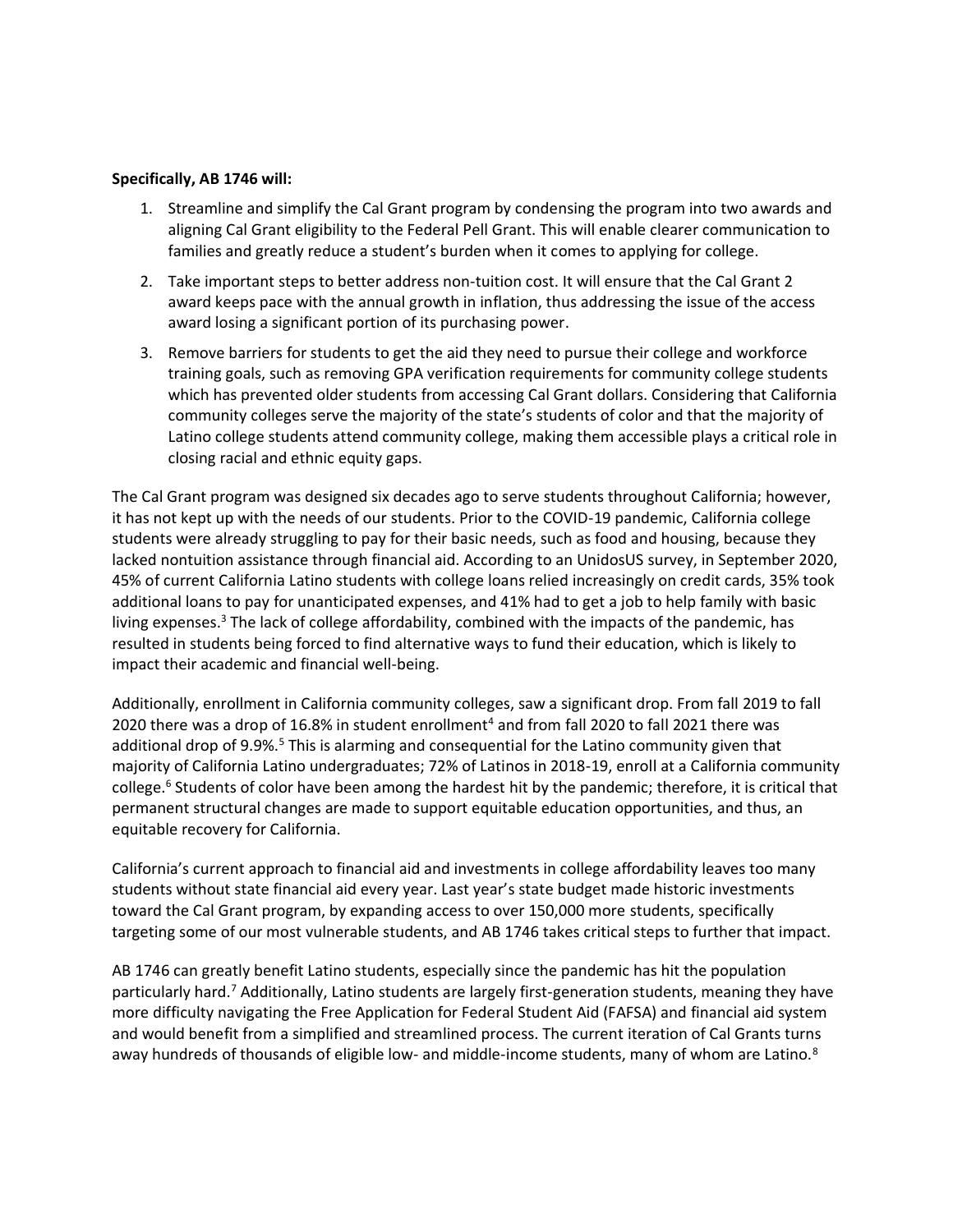**Specifically, AB 1746 will:**

1. Streamline and simplify the Cal Grant program by condensing the program into two awards and aligning Cal Grant eligibility to the Federal Pell Grant. This will enable clearer communication to families and greatly reduce a student's burden when it comes to applying for college.
2. Take important steps to better address non-tuition cost. It will ensure that the Cal Grant 2 award keeps pace with the annual growth in inflation, thus addressing the issue of the access award losing a significant portion of its purchasing power.
3. Remove barriers for students to get the aid they need to pursue their college and workforce training goals, such as removing GPA verification requirements for community college students which has prevented older students from accessing Cal Grant dollars. Considering that California community colleges serve the majority of the state's students of color and that the majority of Latino college students attend community college, making them accessible plays a critical role in closing racial and ethnic equity gaps.

The Cal Grant program was designed six decades ago to serve students throughout California; however, it has not kept up with the needs of our students. Prior to the COVID-19 pandemic, California college students were already struggling to pay for their basic needs, such as food and housing, because they lacked nontuition assistance through financial aid. According to an UnidosUS survey, in September 2020, 45% of current California Latino students with college loans relied increasingly on credit cards, 35% took additional loans to pay for unanticipated expenses, and 41% had to get a job to help family with basic living expenses.[3] The lack of college affordability, combined with the impacts of the pandemic, has resulted in students being forced to find alternative ways to fund their education, which is likely to impact their academic and financial well-being.

Additionally, enrollment in California community colleges, saw a significant drop. From fall 2019 to fall 2020 there was a drop of 16.8% in student enrollment[4] and from fall 2020 to fall 2021 there was additional drop of 9.9%.[5] This is alarming and consequential for the Latino community given that majority of California Latino undergraduates; 72% of Latinos in 2018-19, enroll at a California community college.[6] Students of color have been among the hardest hit by the pandemic; therefore, it is critical that permanent structural changes are made to support equitable education opportunities, and thus, an equitable recovery for California.

California's current approach to financial aid and investments in college affordability leaves too many students without state financial aid every year. Last year's state budget made historic investments toward the Cal Grant program, by expanding access to over 150,000 more students, specifically targeting some of our most vulnerable students, and AB 1746 takes critical steps to further that impact.

AB 1746 can greatly benefit Latino students, especially since the pandemic has hit the population particularly hard.[7] Additionally, Latino students are largely first-generation students, meaning they have more difficulty navigating the Free Application for Federal Student Aid (FAFSA) and financial aid system and would benefit from a simplified and streamlined process. The current iteration of Cal Grants turns away hundreds of thousands of eligible low- and middle-income students, many of whom are Latino.[8]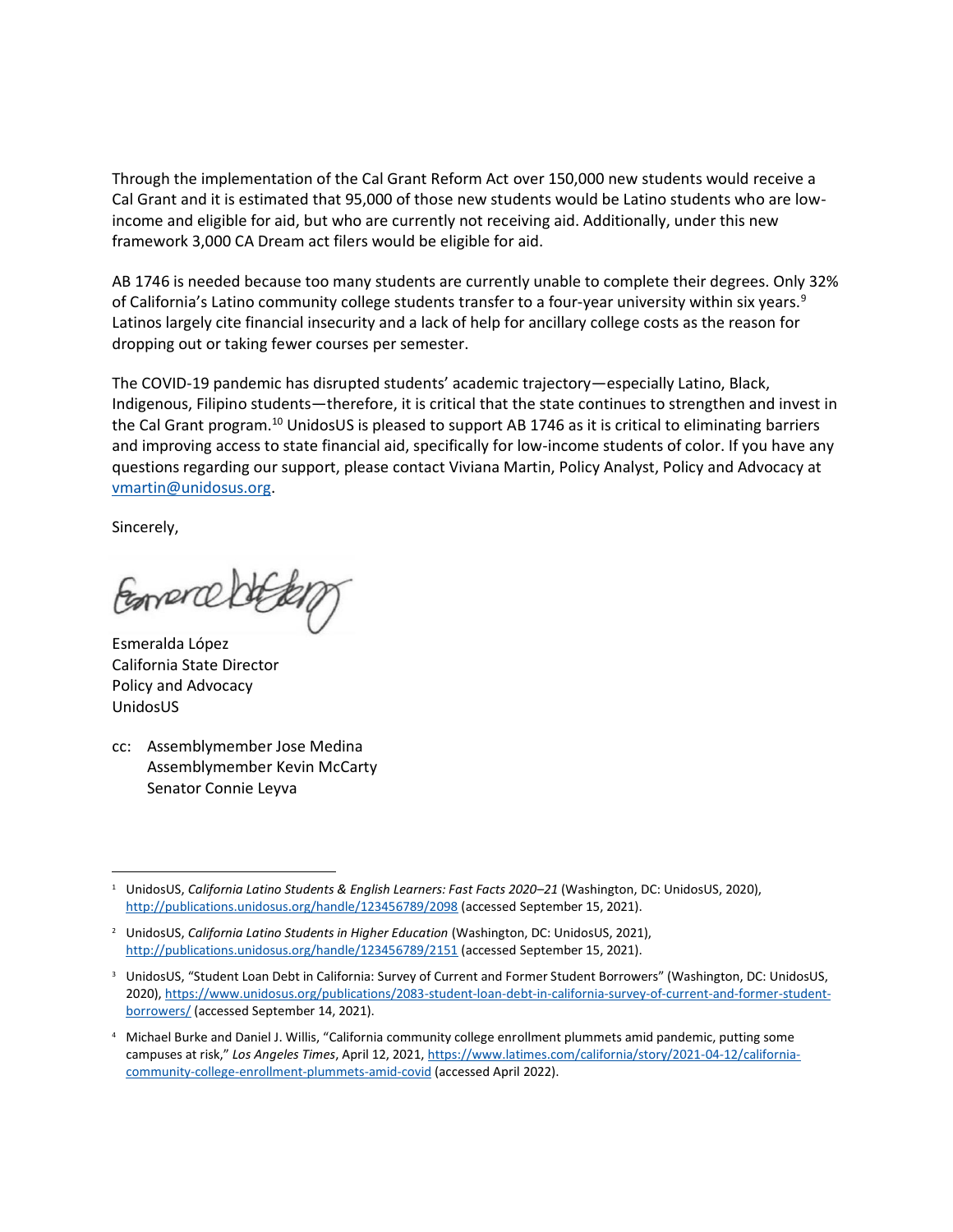Through the implementation of the Cal Grant Reform Act over 150,000 new students would receive a Cal Grant and it is estimated that 95,000 of those new students would be Latino students who are low-income and eligible for aid, but who are currently not receiving aid. Additionally, under this new framework 3,000 CA Dream act filers would be eligible for aid.

AB 1746 is needed because too many students are currently unable to complete their degrees. Only 32% of California's Latino community college students transfer to a four-year university within six years.[9] Latinos largely cite financial insecurity and a lack of help for ancillary college costs as the reason for dropping out or taking fewer courses per semester.

The COVID-19 pandemic has disrupted students' academic trajectory—especially Latino, Black, Indigenous, Filipino students—therefore, it is critical that the state continues to strengthen and invest in the Cal Grant program.[10] UnidosUS is pleased to support AB 1746 as it is critical to eliminating barriers and improving access to state financial aid, specifically for low-income students of color. If you have any questions regarding our support, please contact Viviana Martin, Policy Analyst, Policy and Advocacy at vmartin@unidosus.org.

Sincerely,

Esmeralda López
California State Director
Policy and Advocacy
UnidosUS

cc: Assemblymember Jose Medina
Assemblymember Kevin McCarty
Senator Connie Leyva

---

[1] UnidosUS, *California Latino Students & English Learners: Fast Facts 2020–21* (Washington, DC: UnidosUS, 2020), http://publications.unidosus.org/handle/123456789/2098 (accessed September 15, 2021).

[2] UnidosUS, *California Latino Students in Higher Education* (Washington, DC: UnidosUS, 2021), http://publications.unidosus.org/handle/123456789/2151 (accessed September 15, 2021).

[3] UnidosUS, "Student Loan Debt in California: Survey of Current and Former Student Borrowers" (Washington, DC: UnidosUS, 2020), https://www.unidosus.org/publications/2083-student-loan-debt-in-california-survey-of-current-and-former-student-borrowers/ (accessed September 14, 2021).

[4] Michael Burke and Daniel J. Willis, "California community college enrollment plummets amid pandemic, putting some campuses at risk," *Los Angeles Times*, April 12, 2021, https://www.latimes.com/california/story/2021-04-12/california-community-college-enrollment-plummets-amid-covid (accessed April 2022).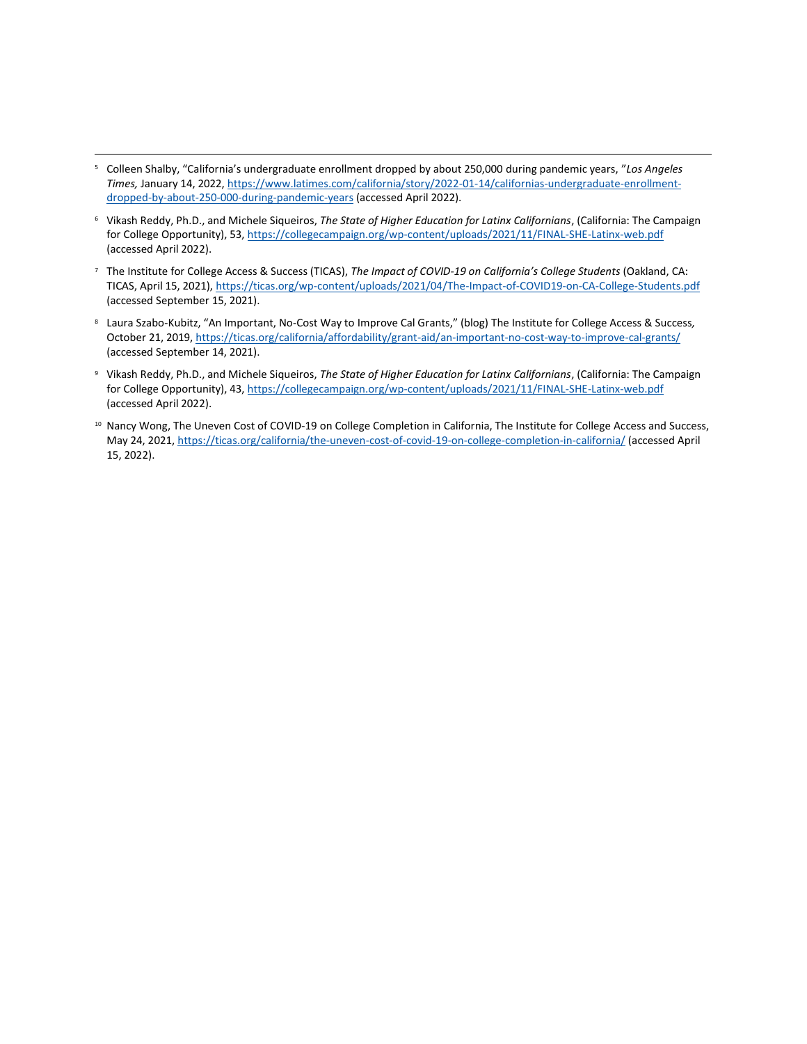[5] Colleen Shalby, "California's undergraduate enrollment dropped by about 250,000 during pandemic years, "*Los Angeles Times,* January 14, 2022, https://www.latimes.com/california/story/2022-01-14/californias-undergraduate-enrollment-dropped-by-about-250-000-during-pandemic-years (accessed April 2022).

[6] Vikash Reddy, Ph.D., and Michele Siqueiros, *The State of Higher Education for Latinx Californians*, (California: The Campaign for College Opportunity), 53, https://collegecampaign.org/wp-content/uploads/2021/11/FINAL-SHE-Latinx-web.pdf (accessed April 2022).

[7] The Institute for College Access & Success (TICAS), *The Impact of COVID-19 on California's College Students* (Oakland, CA: TICAS, April 15, 2021), https://ticas.org/wp-content/uploads/2021/04/The-Impact-of-COVID19-on-CA-College-Students.pdf (accessed September 15, 2021).

[8] Laura Szabo-Kubitz, "An Important, No-Cost Way to Improve Cal Grants," (blog) The Institute for College Access & Success*,* October 21, 2019, https://ticas.org/california/affordability/grant-aid/an-important-no-cost-way-to-improve-cal-grants/ (accessed September 14, 2021).

[9] Vikash Reddy, Ph.D., and Michele Siqueiros, *The State of Higher Education for Latinx Californians*, (California: The Campaign for College Opportunity), 43, https://collegecampaign.org/wp-content/uploads/2021/11/FINAL-SHE-Latinx-web.pdf (accessed April 2022).

[10] Nancy Wong, The Uneven Cost of COVID-19 on College Completion in California, The Institute for College Access and Success, May 24, 2021, https://ticas.org/california/the-uneven-cost-of-covid-19-on-college-completion-in-california/ (accessed April 15, 2022).